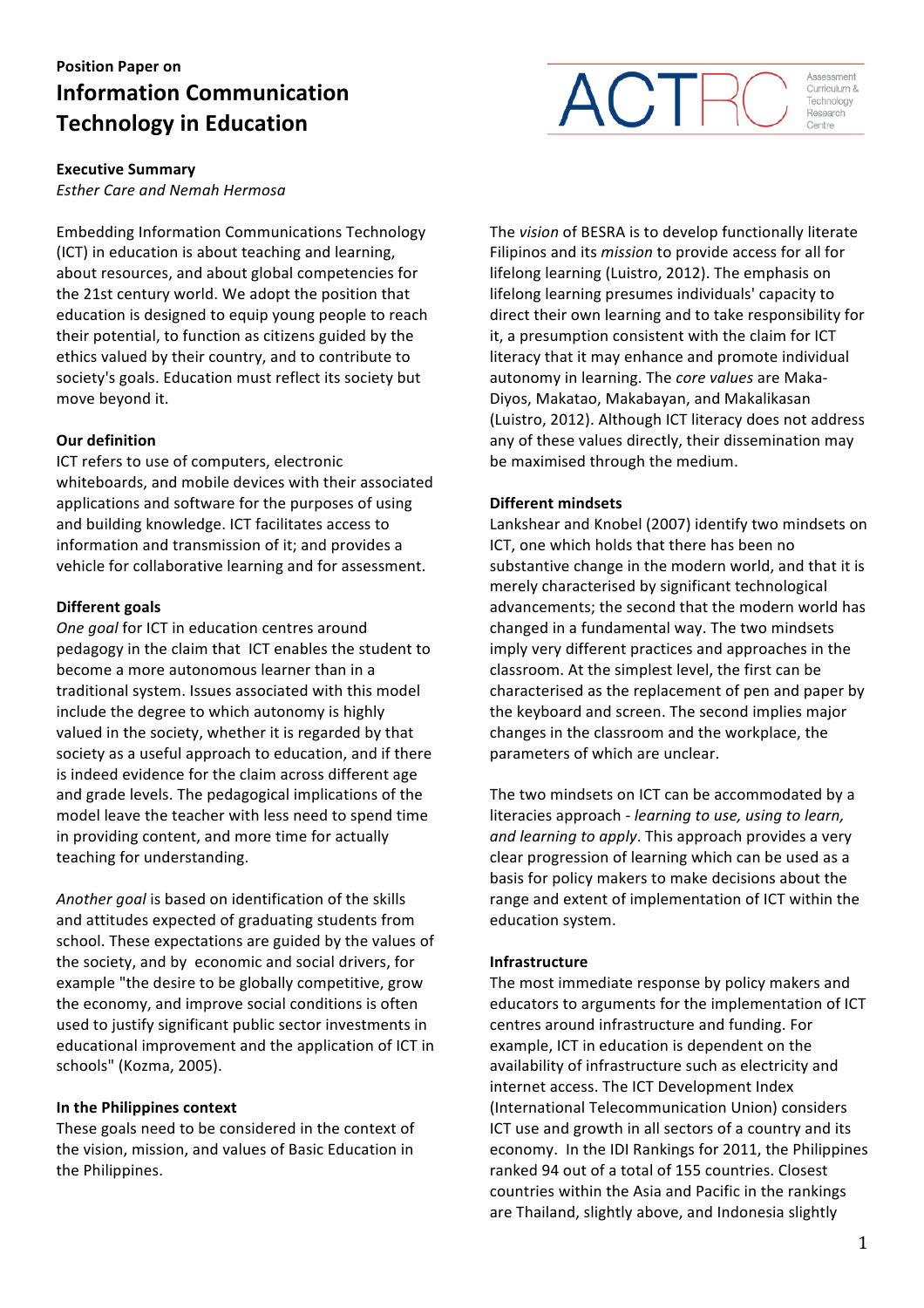Position Paper on

# Information Communication Technology in Education

ACTRC Assessment Curriculum & Technology Research Centre

## Executive Summary

*Esther Care and Nemah Hermosa*

Embedding Information Communications Technology (ICT) in education is about teaching and learning, about resources, and about global competencies for the 21st century world. We adopt the position that education is designed to equip young people to reach their potential, to function as citizens guided by the ethics valued by their country, and to contribute to society's goals. Education must reflect its society but move beyond it.

### Our definition

ICT refers to use of computers, electronic whiteboards, and mobile devices with their associated applications and software for the purposes of using and building knowledge. ICT facilitates access to information and transmission of it; and provides a vehicle for collaborative learning and for assessment.

### Different goals

*One goal* for ICT in education centres around pedagogy in the claim that ICT enables the student to become a more autonomous learner than in a traditional system. Issues associated with this model include the degree to which autonomy is highly valued in the society, whether it is regarded by that society as a useful approach to education, and if there is indeed evidence for the claim across different age and grade levels. The pedagogical implications of the model leave the teacher with less need to spend time in providing content, and more time for actually teaching for understanding.

*Another goal* is based on identification of the skills and attitudes expected of graduating students from school. These expectations are guided by the values of the society, and by economic and social drivers, for example "the desire to be globally competitive, grow the economy, and improve social conditions is often used to justify significant public sector investments in educational improvement and the application of ICT in schools" (Kozma, 2005).

### In the Philippines context

These goals need to be considered in the context of the vision, mission, and values of Basic Education in the Philippines.

The *vision* of BESRA is to develop functionally literate Filipinos and its *mission* to provide access for all for lifelong learning (Luistro, 2012). The emphasis on lifelong learning presumes individuals' capacity to direct their own learning and to take responsibility for it, a presumption consistent with the claim for ICT literacy that it may enhance and promote individual autonomy in learning. The *core values* are Maka-Diyos, Makatao, Makabayan, and Makalikasan (Luistro, 2012). Although ICT literacy does not address any of these values directly, their dissemination may be maximised through the medium.

### Different mindsets

Lankshear and Knobel (2007) identify two mindsets on ICT, one which holds that there has been no substantive change in the modern world, and that it is merely characterised by significant technological advancements; the second that the modern world has changed in a fundamental way. The two mindsets imply very different practices and approaches in the classroom. At the simplest level, the first can be characterised as the replacement of pen and paper by the keyboard and screen. The second implies major changes in the classroom and the workplace, the parameters of which are unclear.

The two mindsets on ICT can be accommodated by a literacies approach - *learning to use, using to learn, and learning to apply*. This approach provides a very clear progression of learning which can be used as a basis for policy makers to make decisions about the range and extent of implementation of ICT within the education system.

### Infrastructure

The most immediate response by policy makers and educators to arguments for the implementation of ICT centres around infrastructure and funding. For example, ICT in education is dependent on the availability of infrastructure such as electricity and internet access. The ICT Development Index (International Telecommunication Union) considers ICT use and growth in all sectors of a country and its economy. In the IDI Rankings for 2011, the Philippines ranked 94 out of a total of 155 countries. Closest countries within the Asia and Pacific in the rankings are Thailand, slightly above, and Indonesia slightly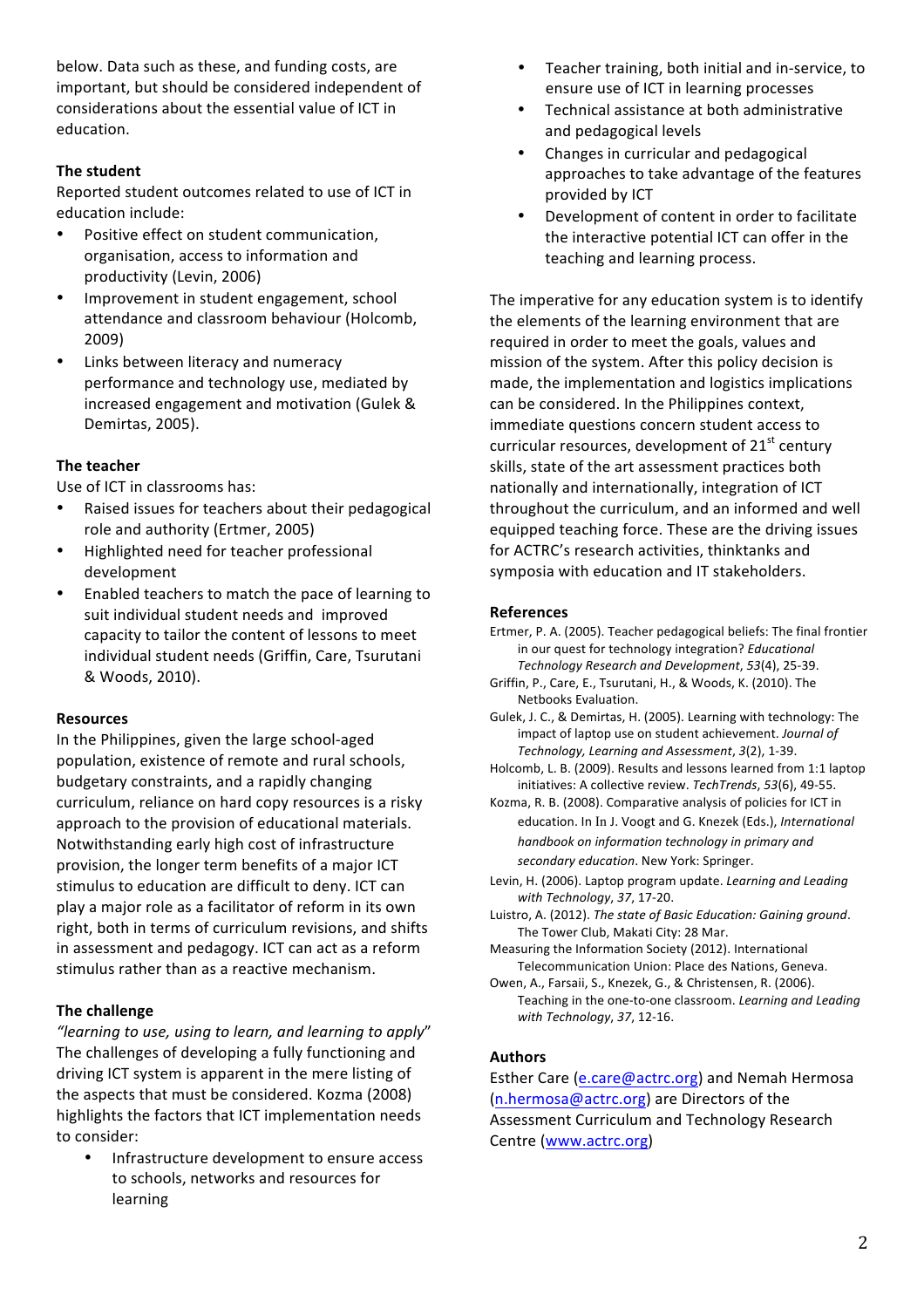below. Data such as these, and funding costs, are important, but should be considered independent of considerations about the essential value of ICT in education.

### The student

Reported student outcomes related to use of ICT in education include:

- Positive effect on student communication, organisation, access to information and productivity (Levin, 2006)
- Improvement in student engagement, school attendance and classroom behaviour (Holcomb, 2009)
- Links between literacy and numeracy performance and technology use, mediated by increased engagement and motivation (Gulek & Demirtas, 2005).

### The teacher

Use of ICT in classrooms has:

- Raised issues for teachers about their pedagogical role and authority (Ertmer, 2005)
- Highlighted need for teacher professional development
- Enabled teachers to match the pace of learning to suit individual student needs and improved capacity to tailor the content of lessons to meet individual student needs (Griffin, Care, Tsurutani & Woods, 2010).

### Resources

In the Philippines, given the large school-aged population, existence of remote and rural schools, budgetary constraints, and a rapidly changing curriculum, reliance on hard copy resources is a risky approach to the provision of educational materials. Notwithstanding early high cost of infrastructure provision, the longer term benefits of a major ICT stimulus to education are difficult to deny. ICT can play a major role as a facilitator of reform in its own right, both in terms of curriculum revisions, and shifts in assessment and pedagogy. ICT can act as a reform stimulus rather than as a reactive mechanism.

### The challenge

*"learning to use, using to learn, and learning to apply"*
The challenges of developing a fully functioning and driving ICT system is apparent in the mere listing of the aspects that must be considered. Kozma (2008) highlights the factors that ICT implementation needs to consider:

- Infrastructure development to ensure access to schools, networks and resources for learning
- Teacher training, both initial and in-service, to ensure use of ICT in learning processes
- Technical assistance at both administrative and pedagogical levels
- Changes in curricular and pedagogical approaches to take advantage of the features provided by ICT
- Development of content in order to facilitate the interactive potential ICT can offer in the teaching and learning process.

The imperative for any education system is to identify the elements of the learning environment that are required in order to meet the goals, values and mission of the system. After this policy decision is made, the implementation and logistics implications can be considered. In the Philippines context, immediate questions concern student access to curricular resources, development of 21st century skills, state of the art assessment practices both nationally and internationally, integration of ICT throughout the curriculum, and an informed and well equipped teaching force. These are the driving issues for ACTRC's research activities, thinktanks and symposia with education and IT stakeholders.

### References

Ertmer, P. A. (2005). Teacher pedagogical beliefs: The final frontier in our quest for technology integration? *Educational Technology Research and Development*, *53*(4), 25-39.

Griffin, P., Care, E., Tsurutani, H., & Woods, K. (2010). The Netbooks Evaluation.

Gulek, J. C., & Demirtas, H. (2005). Learning with technology: The impact of laptop use on student achievement. *Journal of Technology, Learning and Assessment*, *3*(2), 1-39.

Holcomb, L. B. (2009). Results and lessons learned from 1:1 laptop initiatives: A collective review. *TechTrends*, *53*(6), 49-55.

Kozma, R. B. (2008). Comparative analysis of policies for ICT in education. In In J. Voogt and G. Knezek (Eds.), *International handbook on information technology in primary and secondary education*. New York: Springer.

Levin, H. (2006). Laptop program update. *Learning and Leading with Technology*, *37*, 17-20.

Luistro, A. (2012). *The state of Basic Education: Gaining ground*. The Tower Club, Makati City: 28 Mar.

Measuring the Information Society (2012). International Telecommunication Union: Place des Nations, Geneva.

Owen, A., Farsaii, S., Knezek, G., & Christensen, R. (2006). Teaching in the one-to-one classroom. *Learning and Leading with Technology*, *37*, 12-16.

### Authors

Esther Care (e.care@actrc.org) and Nemah Hermosa (n.hermosa@actrc.org) are Directors of the Assessment Curriculum and Technology Research Centre (www.actrc.org)